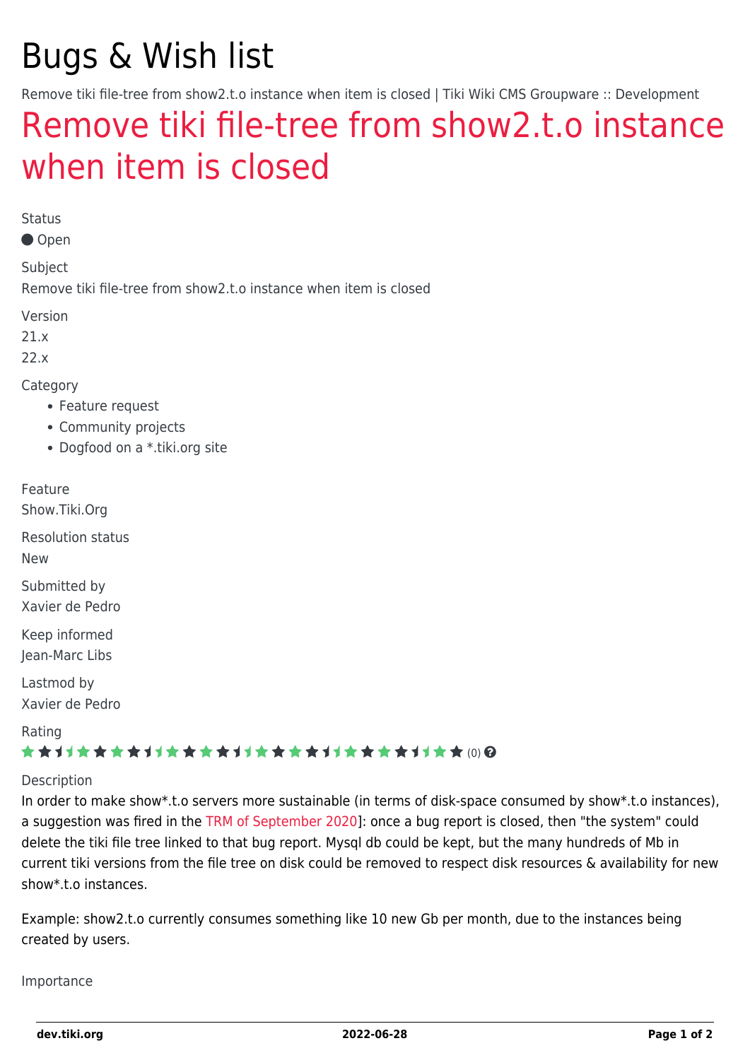# Bugs & Wish list

Remove tiki file-tree from show2.t.o instance when item is closed | Tiki Wiki CMS Groupware :: Development

## Remove tiki file-tree from show2.t.o instance when item is closed

Status

Open

Subject

Remove tiki file-tree from show2.t.o instance when item is closed

Version

21.x

22.x

Category

- Feature request
- Community projects
- Dogfood on a *.tiki.org site

Feature

Show.Tiki.Org

Resolution status

New

Submitted by

Xavier de Pedro

Keep informed

Jean-Marc Libs

Lastmod by

Xavier de Pedro

Rating

(0)

Description

In order to make show*.t.o servers more sustainable (in terms of disk-space consumed by show*.t.o instances), a suggestion was fired in the TRM of September 2020]: once a bug report is closed, then "the system" could delete the tiki file tree linked to that bug report. Mysql db could be kept, but the many hundreds of Mb in current tiki versions from the file tree on disk could be removed to respect disk resources & availability for new show*.t.o instances.

Example: show2.t.o currently consumes something like 10 new Gb per month, due to the instances being created by users.

Importance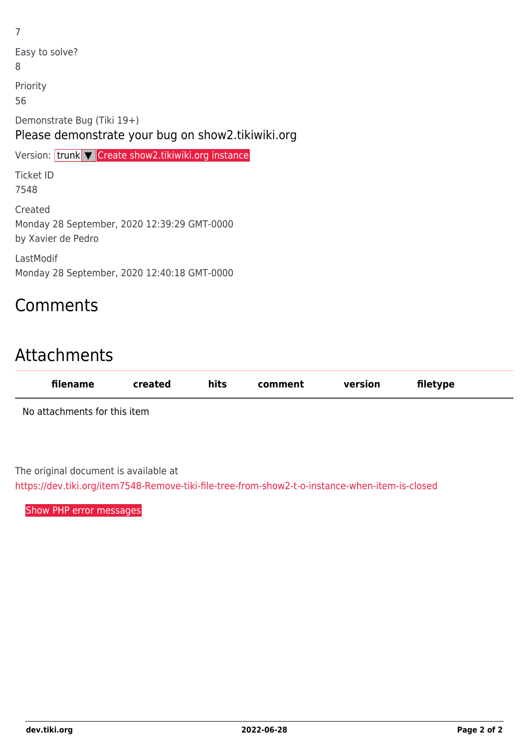7

Easy to solve?
8

Priority
56

Demonstrate Bug (Tiki 19+)

Please demonstrate your bug on show2.tikiwiki.org

Version: trunk ▼ Create show2.tikiwiki.org instance

Ticket ID
7548

Created
Monday 28 September, 2020 12:39:29 GMT-0000
by Xavier de Pedro

LastModif
Monday 28 September, 2020 12:40:18 GMT-0000

# Comments

# Attachments

| filename | created | hits | comment | version | filetype |
| --- | --- | --- | --- | --- | --- |
| No attachments for this item | | | | | |

The original document is available at
https://dev.tiki.org/item7548-Remove-tiki-file-tree-from-show2-t-o-instance-when-item-is-closed

Show PHP error messages